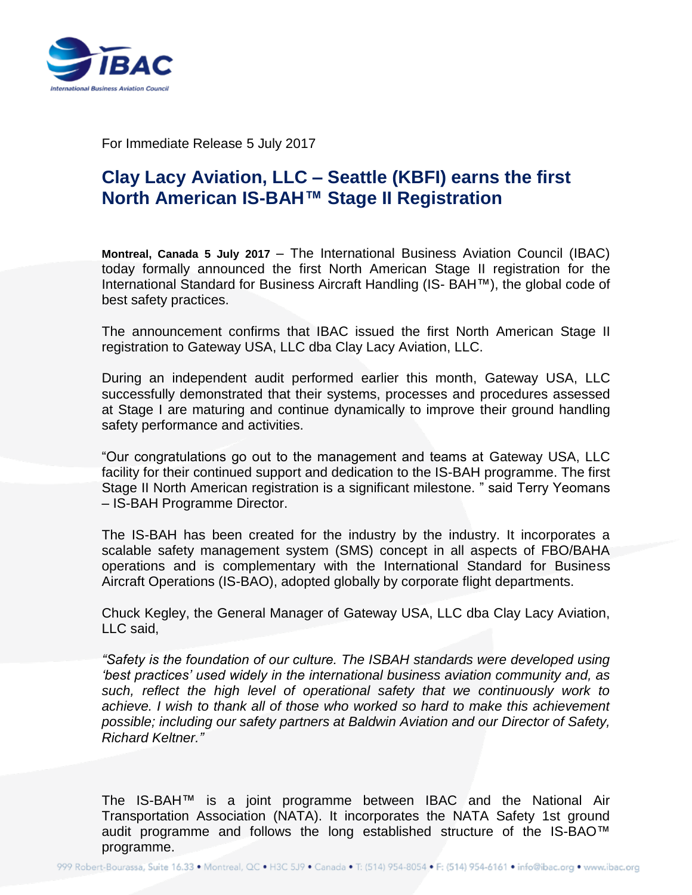For Immediate Release 5 July 2017

# Clay Lacy Aviation, LLC – Seattle (KBFI) earns the first North American IS-BAH™ Stage II Registration

**Montreal, Canada 5 July 2017** – The International Business Aviation Council (IBAC) today formally announced the first North American Stage II registration for the International Standard for Business Aircraft Handling (IS- BAH™), the global code of best safety practices.

The announcement confirms that IBAC issued the first North American Stage II registration to Gateway USA, LLC dba Clay Lacy Aviation, LLC.

During an independent audit performed earlier this month, Gateway USA, LLC successfully demonstrated that their systems, processes and procedures assessed at Stage I are maturing and continue dynamically to improve their ground handling safety performance and activities.

"Our congratulations go out to the management and teams at Gateway USA, LLC facility for their continued support and dedication to the IS-BAH programme. The first Stage II North American registration is a significant milestone. " said Terry Yeomans – IS-BAH Programme Director.

The IS-BAH has been created for the industry by the industry. It incorporates a scalable safety management system (SMS) concept in all aspects of FBO/BAHA operations and is complementary with the International Standard for Business Aircraft Operations (IS-BAO), adopted globally by corporate flight departments.

Chuck Kegley, the General Manager of Gateway USA, LLC dba Clay Lacy Aviation, LLC said,

*"Safety is the foundation of our culture. The ISBAH standards were developed using 'best practices' used widely in the international business aviation community and, as such, reflect the high level of operational safety that we continuously work to achieve. I wish to thank all of those who worked so hard to make this achievement possible; including our safety partners at Baldwin Aviation and our Director of Safety, Richard Keltner."*

The IS-BAH™ is a joint programme between IBAC and the National Air Transportation Association (NATA). It incorporates the NATA Safety 1st ground audit programme and follows the long established structure of the IS-BAO™ programme.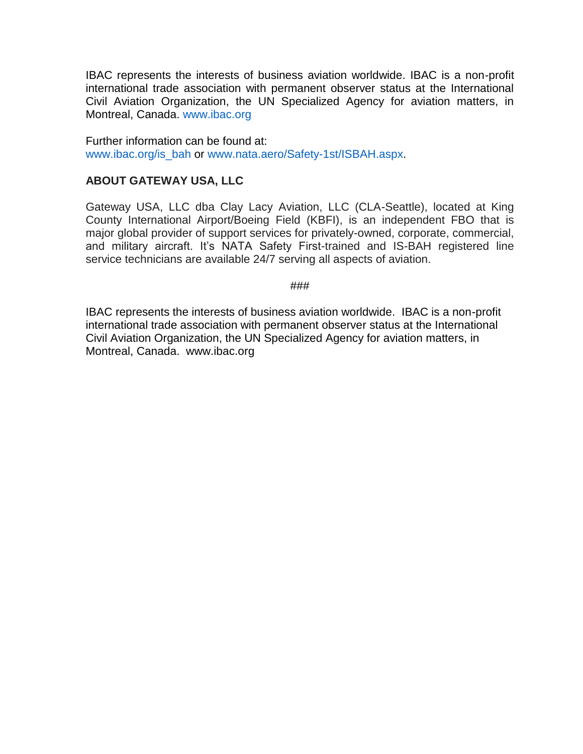IBAC represents the interests of business aviation worldwide. IBAC is a non-profit international trade association with permanent observer status at the International Civil Aviation Organization, the UN Specialized Agency for aviation matters, in Montreal, Canada. www.ibac.org

Further information can be found at:
www.ibac.org/is_bah or www.nata.aero/Safety-1st/ISBAH.aspx.

**ABOUT GATEWAY USA, LLC**

Gateway USA, LLC dba Clay Lacy Aviation, LLC (CLA-Seattle), located at King County International Airport/Boeing Field (KBFI), is an independent FBO that is major global provider of support services for privately-owned, corporate, commercial, and military aircraft. It's NATA Safety First-trained and IS-BAH registered line service technicians are available 24/7 serving all aspects of aviation.

###

IBAC represents the interests of business aviation worldwide. IBAC is a non-profit international trade association with permanent observer status at the International Civil Aviation Organization, the UN Specialized Agency for aviation matters, in Montreal, Canada. www.ibac.org